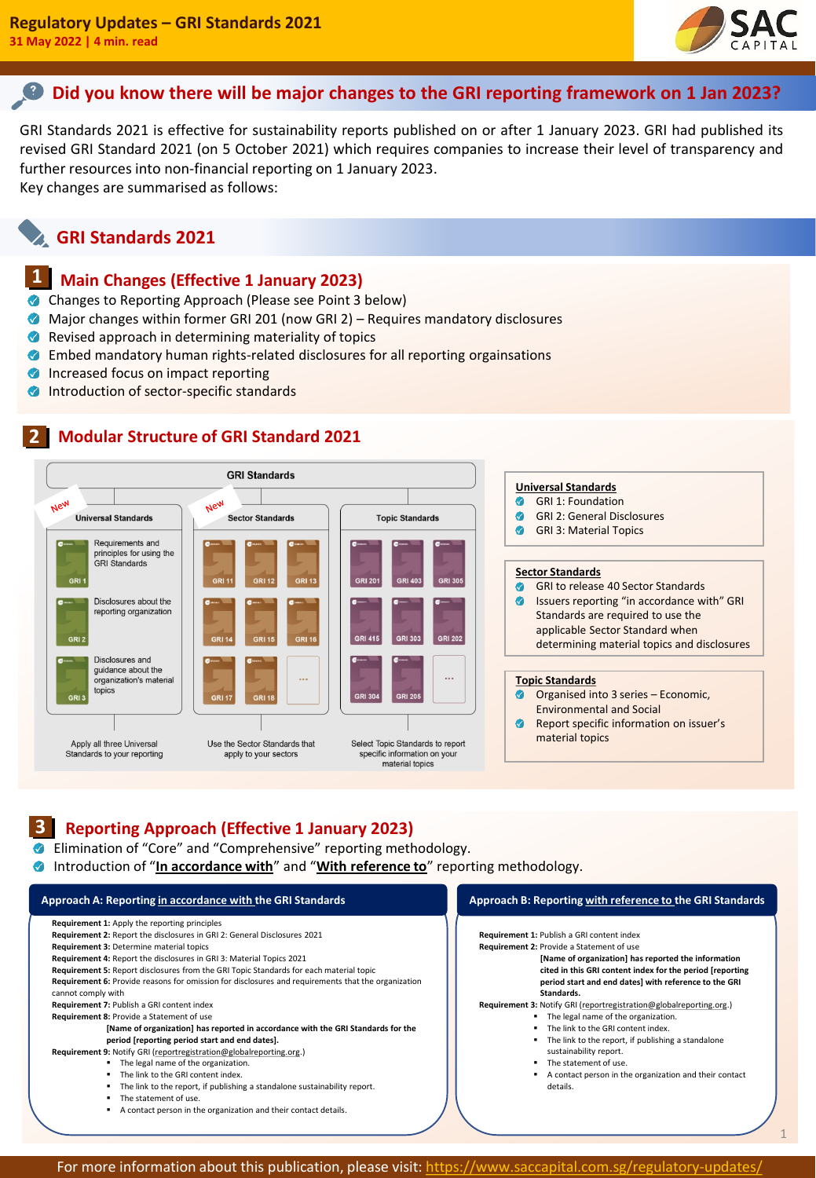# Regulatory Updates – GRI Standards 2021

**31 May 2022 | 4 min. read**

## Did you know there will be major changes to the GRI reporting framework on 1 Jan 2023?

GRI Standards 2021 is effective for sustainability reports published on or after 1 January 2023. GRI had published its revised GRI Standard 2021 (on 5 October 2021) which requires companies to increase their level of transparency and further resources into non-financial reporting on 1 January 2023.
Key changes are summarised as follows:

## GRI Standards 2021

### 1 Main Changes (Effective 1 January 2023)

- Changes to Reporting Approach (Please see Point 3 below)
- Major changes within former GRI 201 (now GRI 2) – Requires mandatory disclosures
- Revised approach in determining materiality of topics
- Embed mandatory human rights-related disclosures for all reporting orgaisations
- Increased focus on impact reporting
- Introduction of sector-specific standards

### 2 Modular Structure of GRI Standard 2021

**GRI Standards**

**Universal Standards** (New)
- GRI 1: Requirements and principles for using the GRI Standards
- GRI 2: Disclosures about the reporting organization
- GRI 3: Disclosures and guidance about the organization's material topics

Apply all three Universal Standards to your reporting

**Sector Standards** (New)
- GRI 11, GRI 12, GRI 13, GRI 14, GRI 15, GRI 16, GRI 17, GRI 18, ...

Use the Sector Standards that apply to your sectors

**Topic Standards**
- GRI 201, GRI 403, GRI 305, GRI 415, GRI 303, GRI 202, GRI 304, GRI 205, ...

Select Topic Standards to report specific information on your material topics

**Universal Standards**
- GRI 1: Foundation
- GRI 2: General Disclosures
- GRI 3: Material Topics

**Sector Standards**
- GRI to release 40 Sector Standards
- Issuers reporting "in accordance with" GRI Standards are required to use the applicable Sector Standard when determining material topics and disclosures

**Topic Standards**
- Organised into 3 series – Economic, Environmental and Social
- Report specific information on issuer's material topics

### 3 Reporting Approach (Effective 1 January 2023)

- Elimination of "Core" and "Comprehensive" reporting methodology.
- Introduction of "**In accordance with**" and "**With reference to**" reporting methodology.

#### Approach A: Reporting in accordance with the GRI Standards

**Requirement 1:** Apply the reporting principles
**Requirement 2:** Report the disclosures in GRI 2: General Disclosures 2021
**Requirement 3:** Determine material topics
**Requirement 4:** Report the disclosures in GRI 3: Material Topics 2021
**Requirement 5:** Report disclosures from the GRI Topic Standards for each material topic
**Requirement 6:** Provide reasons for omission for disclosures and requirements that the organization cannot comply with
**Requirement 7:** Publish a GRI content index
**Requirement 8:** Provide a Statement of use

**[Name of organization] has reported in accordance with the GRI Standards for the period [reporting period start and end dates].**

**Requirement 9:** Notify GRI (reportregistration@globalreporting.org.)
- The legal name of the organization.
- The link to the GRI content index.
- The link to the report, if publishing a standalone sustainability report.
- The statement of use.
- A contact person in the organization and their contact details.

#### Approach B: Reporting with reference to the GRI Standards

**Requirement 1:** Publish a GRI content index
**Requirement 2:** Provide a Statement of use

**[Name of organization] has reported the information cited in this GRI content index for the period [reporting period start and end dates] with reference to the GRI Standards.**

**Requirement 3:** Notify GRI (reportregistration@globalreporting.org.)
- The legal name of the organization.
- The link to the GRI content index.
- The link to the report, if publishing a standalone sustainability report.
- The statement of use.
- A contact person in the organization and their contact details.

For more information about this publication, please visit: https://www.saccapital.com.sg/regulatory-updates/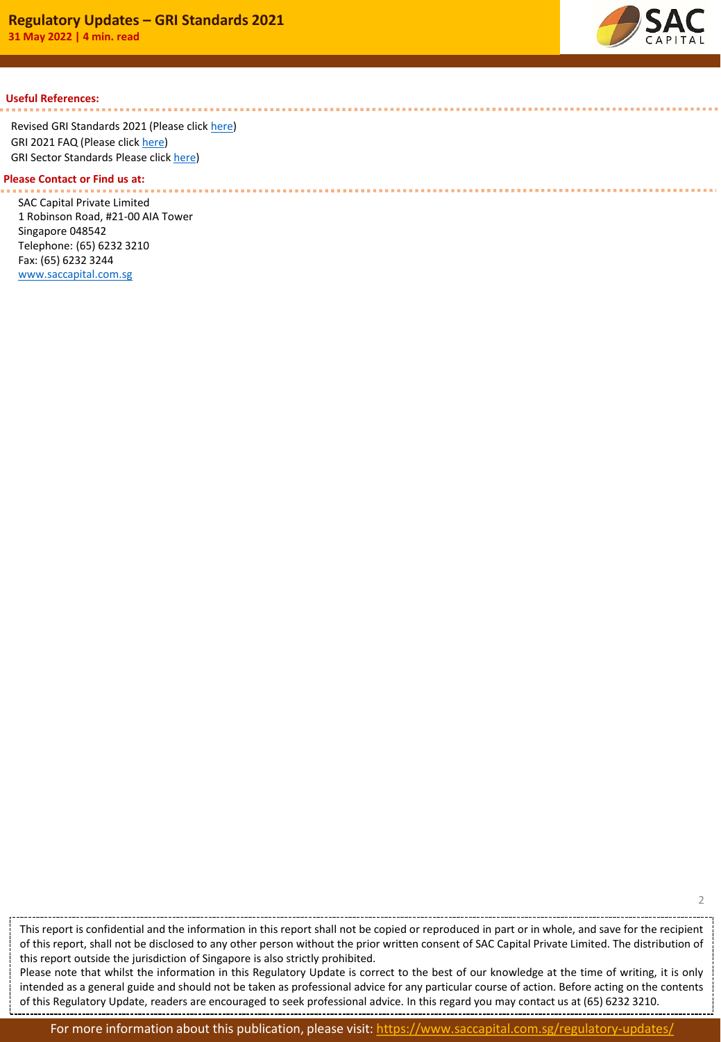### Useful References:

Revised GRI Standards 2021 (Please click here)
GRI 2021 FAQ (Please click here)
GRI Sector Standards Please click here)

### Please Contact or Find us at:

SAC Capital Private Limited
1 Robinson Road, #21-00 AIA Tower
Singapore 048542
Telephone: (65) 6232 3210
Fax: (65) 6232 3244
www.saccapital.com.sg

This report is confidential and the information in this report shall not be copied or reproduced in part or in whole, and save for the recipient of this report, shall not be disclosed to any other person without the prior written consent of SAC Capital Private Limited. The distribution of this report outside the jurisdiction of Singapore is also strictly prohibited.
Please note that whilst the information in this Regulatory Update is correct to the best of our knowledge at the time of writing, it is only intended as a general guide and should not be taken as professional advice for any particular course of action. Before acting on the contents of this Regulatory Update, readers are encouraged to seek professional advice. In this regard you may contact us at (65) 6232 3210.